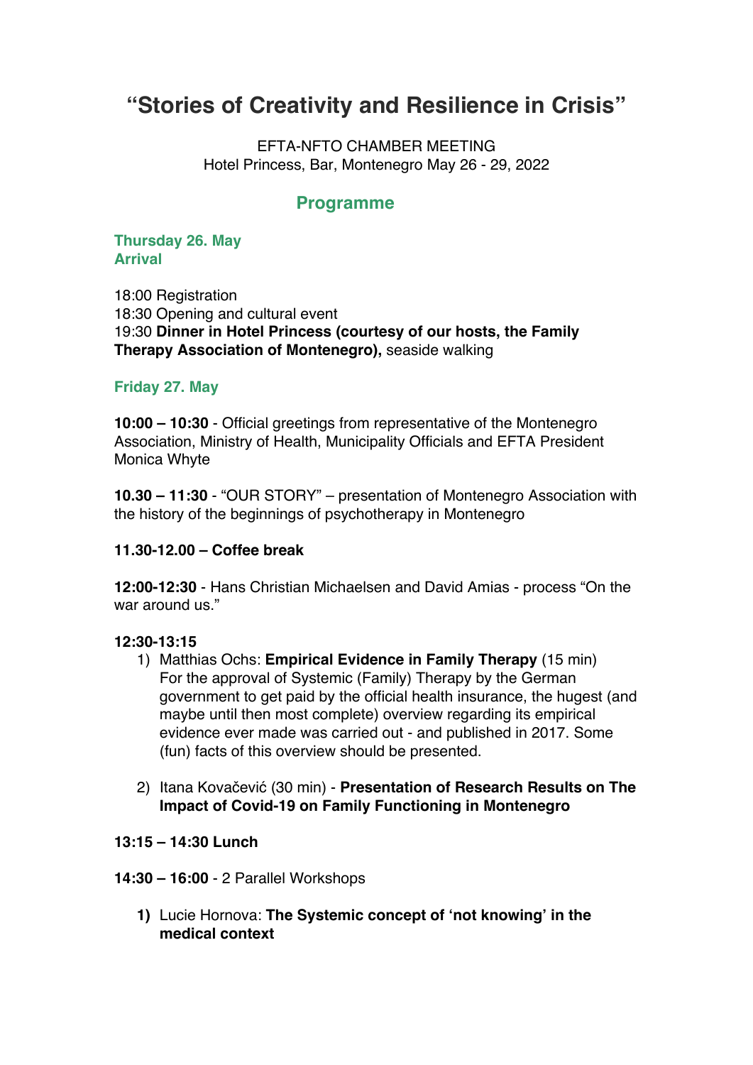# “Stories of Creativity and Resilience in Crisis”

EFTA-NFTO CHAMBER MEETING
Hotel Princess, Bar, Montenegro May 26 - 29, 2022

## Programme

### Thursday 26. May
### Arrival

18:00 Registration
18:30 Opening and cultural event
19:30 **Dinner in Hotel Princess (courtesy of our hosts, the Family Therapy Association of Montenegro),** seaside walking

### Friday 27. May

**10:00 – 10:30** - Official greetings from representative of the Montenegro Association, Ministry of Health, Municipality Officials and EFTA President Monica Whyte

**10.30 – 11:30** - “OUR STORY” – presentation of Montenegro Association with the history of the beginnings of psychotherapy in Montenegro

**11.30-12.00 – Coffee break**

**12:00-12:30** - Hans Christian Michaelsen and David Amias - process “On the war around us.”

**12:30-13:15**

1) Matthias Ochs: **Empirical Evidence in Family Therapy** (15 min)
   For the approval of Systemic (Family) Therapy by the German government to get paid by the official health insurance, the hugest (and maybe until then most complete) overview regarding its empirical evidence ever made was carried out - and published in 2017. Some (fun) facts of this overview should be presented.

2) Itana Kovačević (30 min) - **Presentation of Research Results on The Impact of Covid-19 on Family Functioning in Montenegro**

**13:15 – 14:30 Lunch**

**14:30 – 16:00** - 2 Parallel Workshops

1) Lucie Hornova: **The Systemic concept of ‘not knowing’ in the medical context**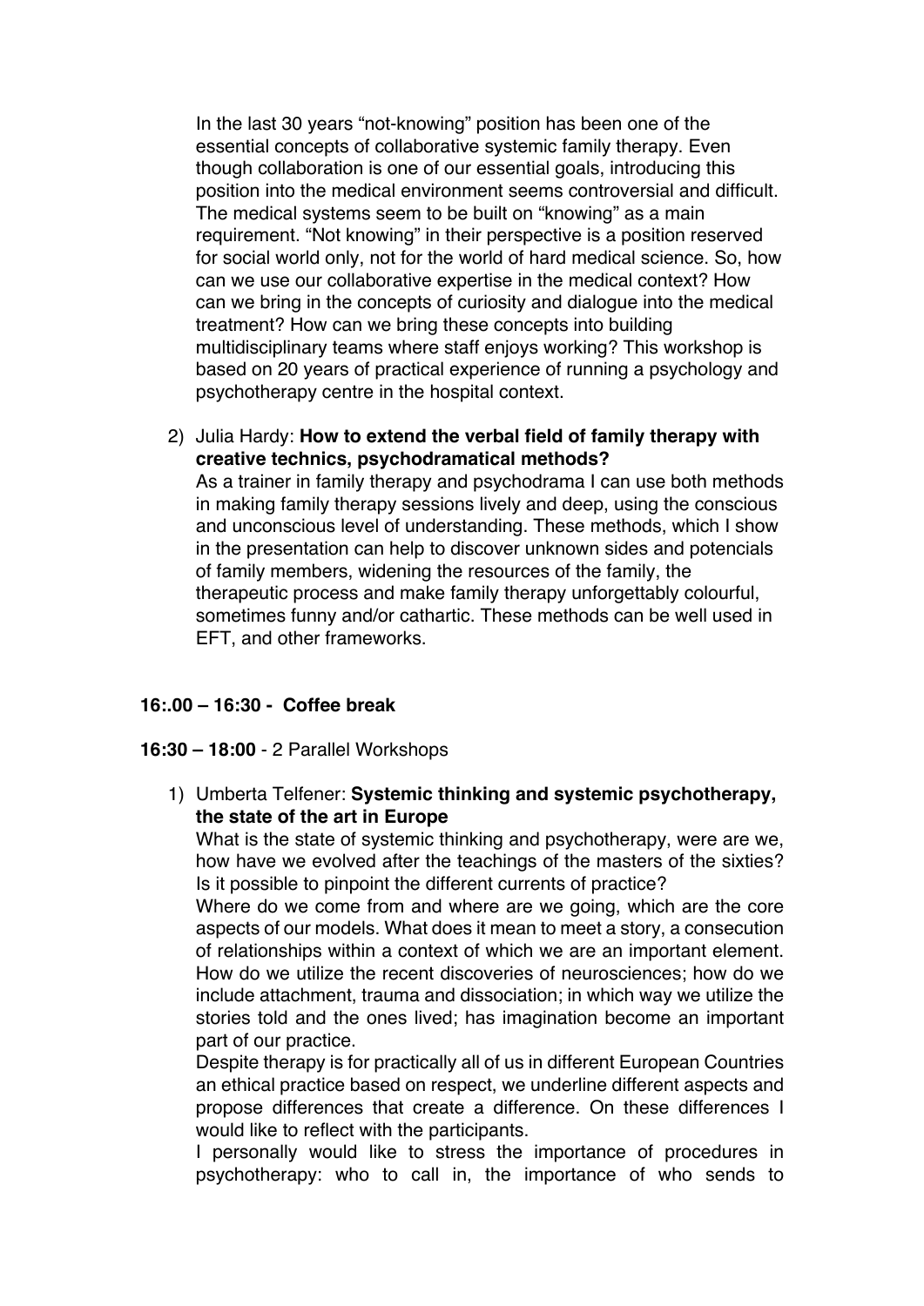In the last 30 years "not-knowing" position has been one of the essential concepts of collaborative systemic family therapy. Even though collaboration is one of our essential goals, introducing this position into the medical environment seems controversial and difficult. The medical systems seem to be built on "knowing" as a main requirement. "Not knowing" in their perspective is a position reserved for social world only, not for the world of hard medical science. So, how can we use our collaborative expertise in the medical context? How can we bring in the concepts of curiosity and dialogue into the medical treatment? How can we bring these concepts into building multidisciplinary teams where staff enjoys working? This workshop is based on 20 years of practical experience of running a psychology and psychotherapy centre in the hospital context.

2) Julia Hardy: **How to extend the verbal field of family therapy with creative technics, psychodramatical methods?**
   As a trainer in family therapy and psychodrama I can use both methods in making family therapy sessions lively and deep, using the conscious and unconscious level of understanding. These methods, which I show in the presentation can help to discover unknown sides and potencials of family members, widening the resources of the family, the therapeutic process and make family therapy unforgettably colourful, sometimes funny and/or cathartic. These methods can be well used in EFT, and other frameworks.

**16:.00 – 16:30 - Coffee break**

**16:30 – 18:00** - 2 Parallel Workshops

1) Umberta Telfener: **Systemic thinking and systemic psychotherapy, the state of the art in Europe**
   What is the state of systemic thinking and psychotherapy, were are we, how have we evolved after the teachings of the masters of the sixties? Is it possible to pinpoint the different currents of practice?
   Where do we come from and where are we going, which are the core aspects of our models. What does it mean to meet a story, a consecution of relationships within a context of which we are an important element. How do we utilize the recent discoveries of neurosciences; how do we include attachment, trauma and dissociation; in which way we utilize the stories told and the ones lived; has imagination become an important part of our practice.
   Despite therapy is for practically all of us in different European Countries an ethical practice based on respect, we underline different aspects and propose differences that create a difference. On these differences I would like to reflect with the participants.
   I personally would like to stress the importance of procedures in psychotherapy: who to call in, the importance of who sends to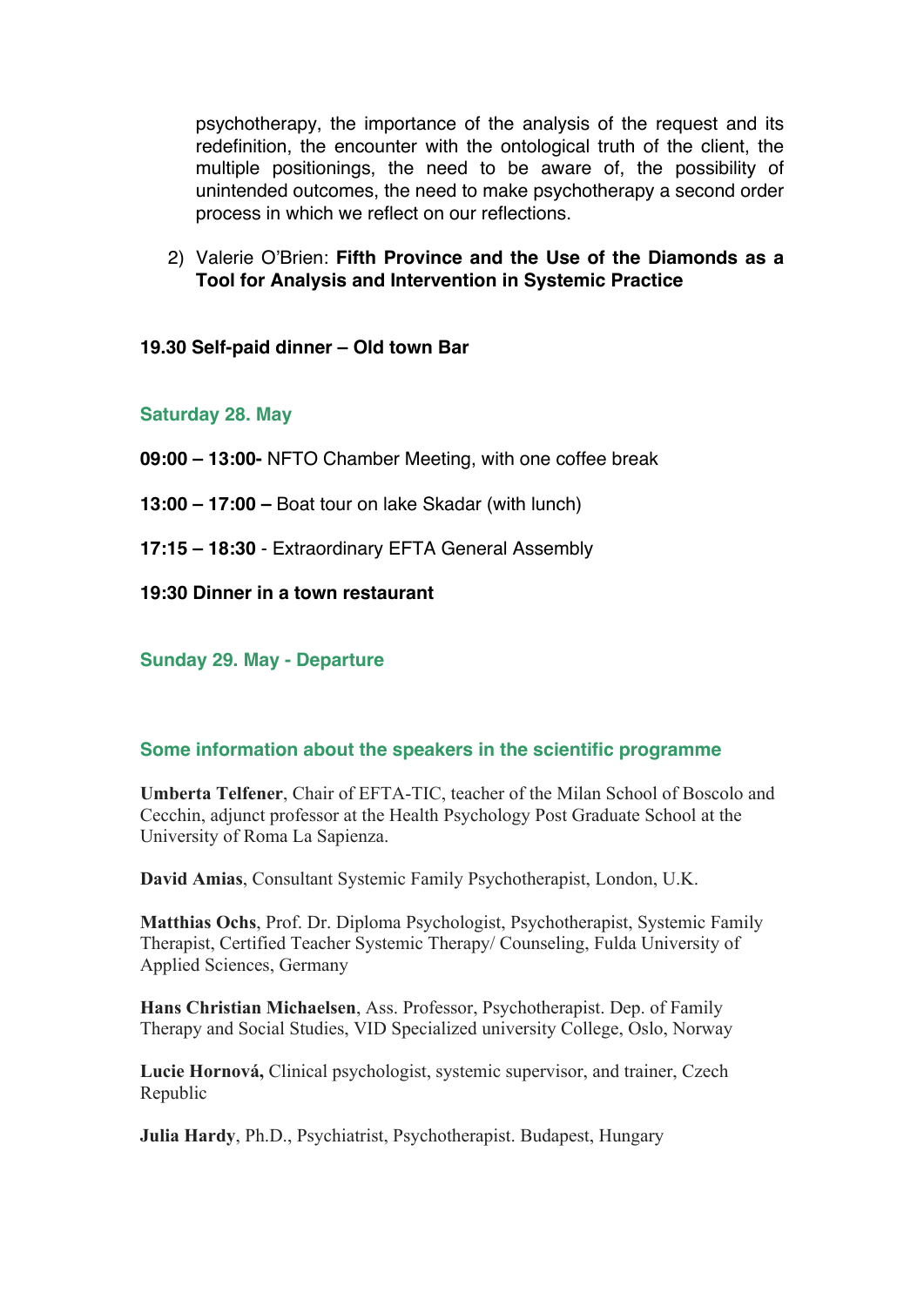psychotherapy, the importance of the analysis of the request and its redefinition, the encounter with the ontological truth of the client, the multiple positionings, the need to be aware of, the possibility of unintended outcomes, the need to make psychotherapy a second order process in which we reflect on our reflections.

2) Valerie O'Brien: **Fifth Province and the Use of the Diamonds as a Tool for Analysis and Intervention in Systemic Practice**

**19.30 Self-paid dinner – Old town Bar**

### Saturday 28. May

**09:00 – 13:00-** NFTO Chamber Meeting, with one coffee break

**13:00 – 17:00 –** Boat tour on lake Skadar (with lunch)

**17:15 – 18:30** - Extraordinary EFTA General Assembly

**19:30 Dinner in a town restaurant**

### Sunday 29. May - Departure

### Some information about the speakers in the scientific programme

**Umberta Telfener**, Chair of EFTA-TIC, teacher of the Milan School of Boscolo and Cecchin, adjunct professor at the Health Psychology Post Graduate School at the University of Roma La Sapienza.

**David Amias**, Consultant Systemic Family Psychotherapist, London, U.K.

**Matthias Ochs**, Prof. Dr. Diploma Psychologist, Psychotherapist, Systemic Family Therapist, Certified Teacher Systemic Therapy/ Counseling, Fulda University of Applied Sciences, Germany

**Hans Christian Michaelsen**, Ass. Professor, Psychotherapist. Dep. of Family Therapy and Social Studies, VID Specialized university College, Oslo, Norway

**Lucie Hornová,** Clinical psychologist, systemic supervisor, and trainer, Czech Republic

**Julia Hardy**, Ph.D., Psychiatrist, Psychotherapist. Budapest, Hungary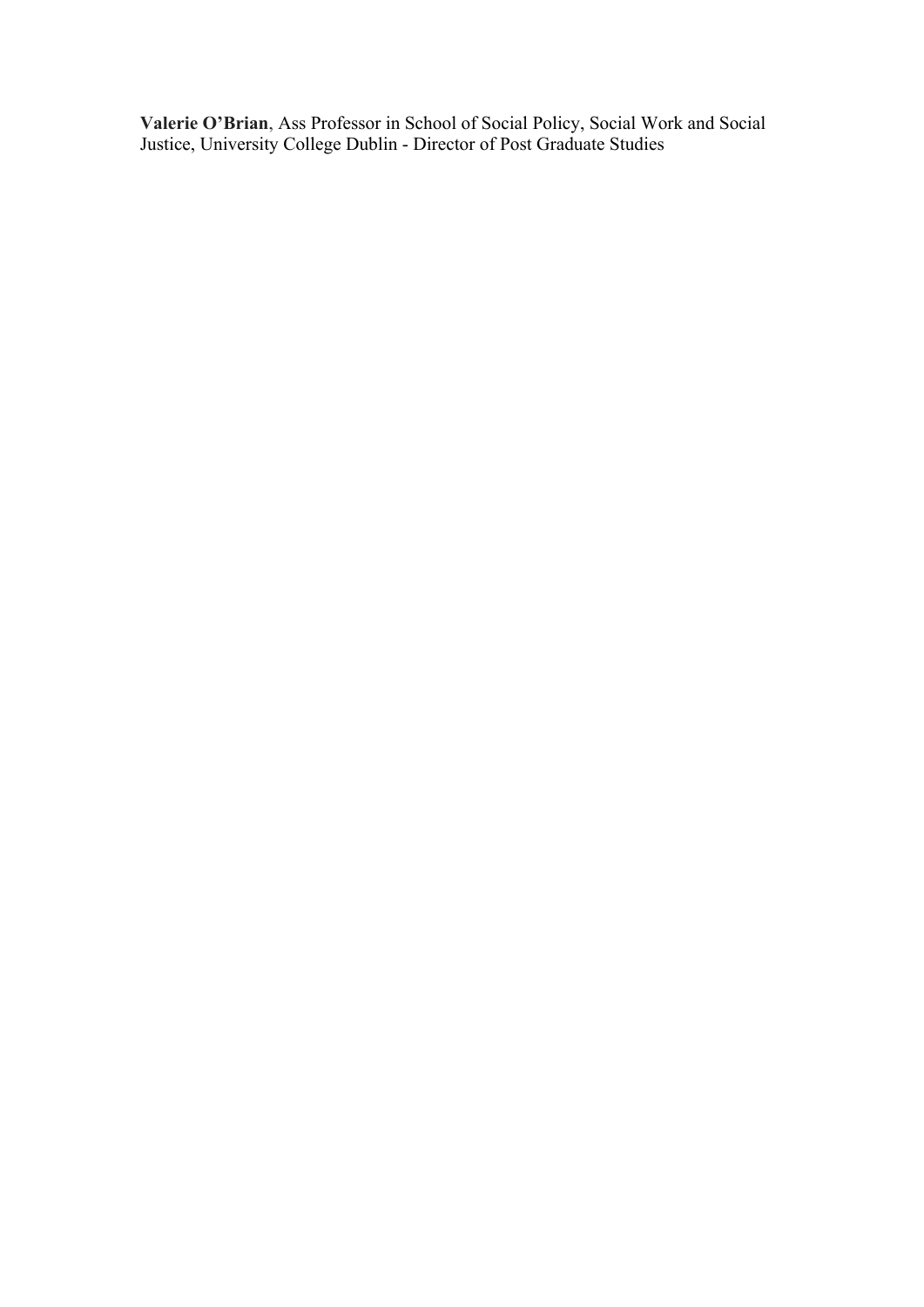**Valerie O'Brian**, Ass Professor in School of Social Policy, Social Work and Social Justice, University College Dublin - Director of Post Graduate Studies